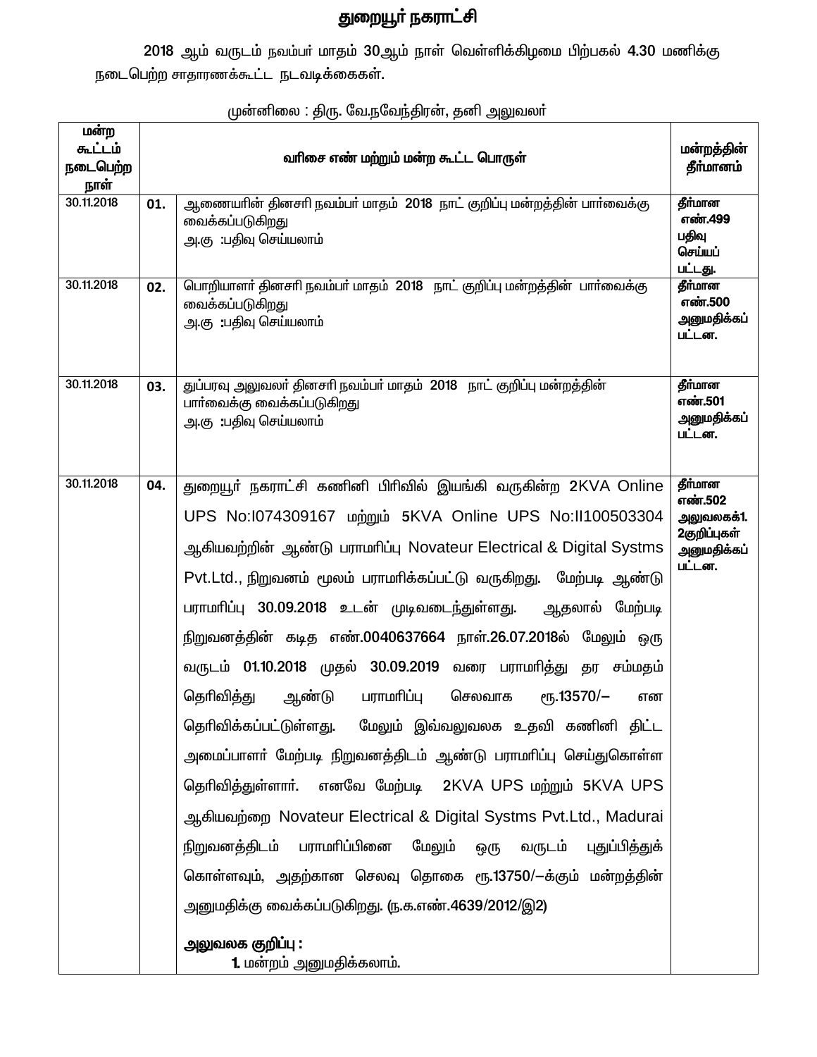# துறையூர் நகராட்சி

2018 ஆம் வருடம் நவம்பர் மாதம் 30ஆம் நாள் வெள்ளிக்கிழமை பிற்பகல் 4.30 மணிக்கு நடைபெற்ற சாதாரணக்கூட்ட நடவடிக்கைகள்.

முன்னிலை : திரு. வே.நவேந்திரன், தனி அலுவலர்

| மன்ற கூட்டம் நடைபெற்ற நாள் | வரிசை எண் மற்றும் மன்ற கூட்ட பொருள் | | மன்றத்தின் தீர்மானம் |
|---|---|---|---|
| 30.11.2018 | 01. | ஆணையரின் தினசரி நவம்பர் மாதம் 2018 நாட் குறிப்பு மன்றத்தின் பார்வைக்கு வைக்கப்படுகிறது<br>அ.கு :பதிவு செய்யலாம் | தீர்மான எண்.499 பதிவு செய்யப் பட்டது. |
| 30.11.2018 | 02. | பொறியாளர் தினசரி நவம்பர் மாதம் 2018 நாட் குறிப்பு மன்றத்தின் பார்வைக்கு வைக்கப்படுகிறது<br>அ.கு :பதிவு செய்யலாம் | தீர்மான எண்.500 அனுமதிக்கப் பட்டன. |
| 30.11.2018 | 03. | துப்பரவு அலுவலர் தினசரி நவம்பர் மாதம் 2018 நாட் குறிப்பு மன்றத்தின் பார்வைக்கு வைக்கப்படுகிறது<br>அ.கு :பதிவு செய்யலாம் | தீர்மான எண்.501 அனுமதிக்கப் பட்டன. |
| 30.11.2018 | 04. | துறையூர் நகராட்சி கணினி பிரிவில் இயங்கி வருகின்ற 2KVA Online UPS No:I074309167 மற்றும் 5KVA Online UPS No:II100503304 ஆகியவற்றின் ஆண்டு பராமரிப்பு Novateur Electrical & Digital Systms Pvt.Ltd., நிறுவனம் மூலம் பராமரிக்கப்பட்டு வருகிறது. மேற்படி ஆண்டு பராமரிப்பு 30.09.2018 உடன் முடிவடைந்துள்ளது. ஆதலால் மேற்படி நிறுவனத்தின் கடித எண்.0040637664 நாள்.26.07.2018ல் மேலும் ஒரு வருடம் 01.10.2018 முதல் 30.09.2019 வரை பராமரித்து தர சம்மதம் தெரிவித்து ஆண்டு பராமரிப்பு செலவாக ரூ.13570/– என தெரிவிக்கப்பட்டுள்ளது. மேலும் இவ்வலுவலக உதவி கணினி திட்ட அமைப்பாளர் மேற்படி நிறுவனத்திடம் ஆண்டு பராமரிப்பு செய்துகொள்ள தெரிவித்துள்ளார். எனவே மேற்படி 2KVA UPS மற்றும் 5KVA UPS ஆகியவற்றை Novateur Electrical & Digital Systms Pvt.Ltd., Madurai நிறுவனத்திடம் பராமரிப்பினை மேலும் ஒரு வருடம் புதுப்பித்துக் கொள்ளவும், அதற்கான செலவு தொகை ரூ.13750/–க்கும் மன்றத்தின் அனுமதிக்கு வைக்கப்படுகிறது. (ந.க.எண்.4639/2012/இ2)<br><br>**அலுவலக குறிப்பு :**<br>1. மன்றம் அனுமதிக்கலாம். | தீர்மான எண்.502 அலுவலகக்1. 2குறிப்புகள் அனுமதிக்கப் பட்டன. |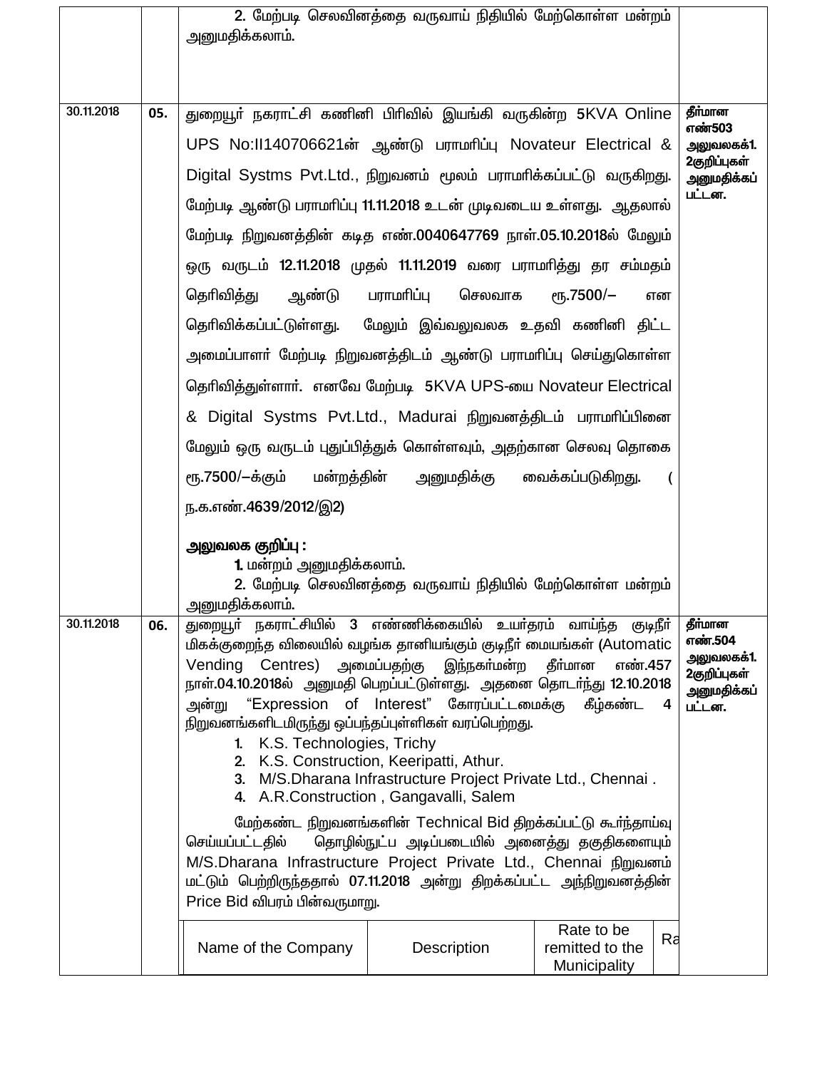| | | | |
|---|---|---|---|
| | | 2. மேற்படி செலவினத்தை வருவாய் நிதியில் மேற்கொள்ள மன்றம் அனுமதிக்கலாம். | |
| 30.11.2018 | 05. | துறையூர் நகராட்சி கணினி பிரிவில் இயங்கி வருகின்ற 5KVA Online UPS No:II140706621ன் ஆண்டு பராமரிப்பு Novateur Electrical & Digital Systms Pvt.Ltd., நிறுவனம் மூலம் பராமரிக்கப்பட்டு வருகிறது. மேற்படி ஆண்டு பராமரிப்பு 11.11.2018 உடன் முடிவடைய உள்ளது. ஆதலால் மேற்படி நிறுவனத்தின் கடித எண்.0040647769 நாள்.05.10.2018ல் மேலும் ஒரு வருடம் 12.11.2018 முதல் 11.11.2019 வரை பராமரித்து தர சம்மதம் தெரிவித்து ஆண்டு பராமரிப்பு செலவாக ரூ.7500/— என தெரிவிக்கப்பட்டுள்ளது. மேலும் இவ்வலுவலக உதவி கணினி திட்ட அமைப்பாளர் மேற்படி நிறுவனத்திடம் ஆண்டு பராமரிப்பு செய்துகொள்ள தெரிவித்துள்ளார். எனவே மேற்படி 5KVA UPS-யை Novateur Electrical & Digital Systms Pvt.Ltd., Madurai நிறுவனத்திடம் பராமரிப்பினை மேலும் ஒரு வருடம் புதுப்பித்துக் கொள்ளவும், அதற்கான செலவு தொகை ரூ.7500/—க்கும் மன்றத்தின் அனுமதிக்கு வைக்கப்படுகிறது. ( ந.க.எண்.4639/2012/இ2)<br><br>**அலுவலக குறிப்பு :**<br>**1.** மன்றம் அனுமதிக்கலாம்.<br>2. மேற்படி செலவினத்தை வருவாய் நிதியில் மேற்கொள்ள மன்றம் அனுமதிக்கலாம். | **தீர்மான எண்503 அலுவலகக்1. 2குறிப்புகள் அனுமதிக்கப் பட்டன.** |
| 30.11.2018 | 06. | துறையூர் நகராட்சியில் 3 எண்ணிக்கையில் உயர்தரம் வாய்ந்த குடிநீர் மிகக்குறைந்த விலையில் வழங்க தானியங்கும் குடிநீர் மையங்கள் (Automatic Vending Centres) அமைப்பதற்கு இந்நகர்மன்ற தீர்மான எண்.457 நாள்.04.10.2018ல் அனுமதி பெறப்பட்டுள்ளது. அதனை தொடர்ந்து 12.10.2018 அன்று "Expression of Interest" கோரப்பட்டமைக்கு கீழ்கண்ட 4 நிறுவனங்களிடமிருந்து ஒப்பந்தப்புள்ளிகள் வரப்பெற்றது.<br>1. K.S. Technologies, Trichy<br>2. K.S. Construction, Keeripatti, Athur.<br>3. M/S.Dharana Infrastructure Project Private Ltd., Chennai .<br>4. A.R.Construction , Gangavalli, Salem<br><br>மேற்கண்ட நிறுவனங்களின் Technical Bid திறக்கப்பட்டு கூர்ந்தாய்வு செய்யப்பட்டதில் தொழில்நுட்ப அடிப்படையில் அனைத்து தகுதிகளையும் M/S.Dharana Infrastructure Project Private Ltd., Chennai நிறுவனம் மட்டும் பெற்றிருந்ததால் 07.11.2018 அன்று திறக்கப்பட்ட அந்நிறுவனத்தின் Price Bid விபரம் பின்வருமாறு. | **தீர்மான எண்.504 அலுவலகக்1. 2குறிப்புகள் அனுமதிக்கப் பட்டன.** |

| Name of the Company | Description | Rate to be remitted to the Municipality | Ra |
|---|---|---|---|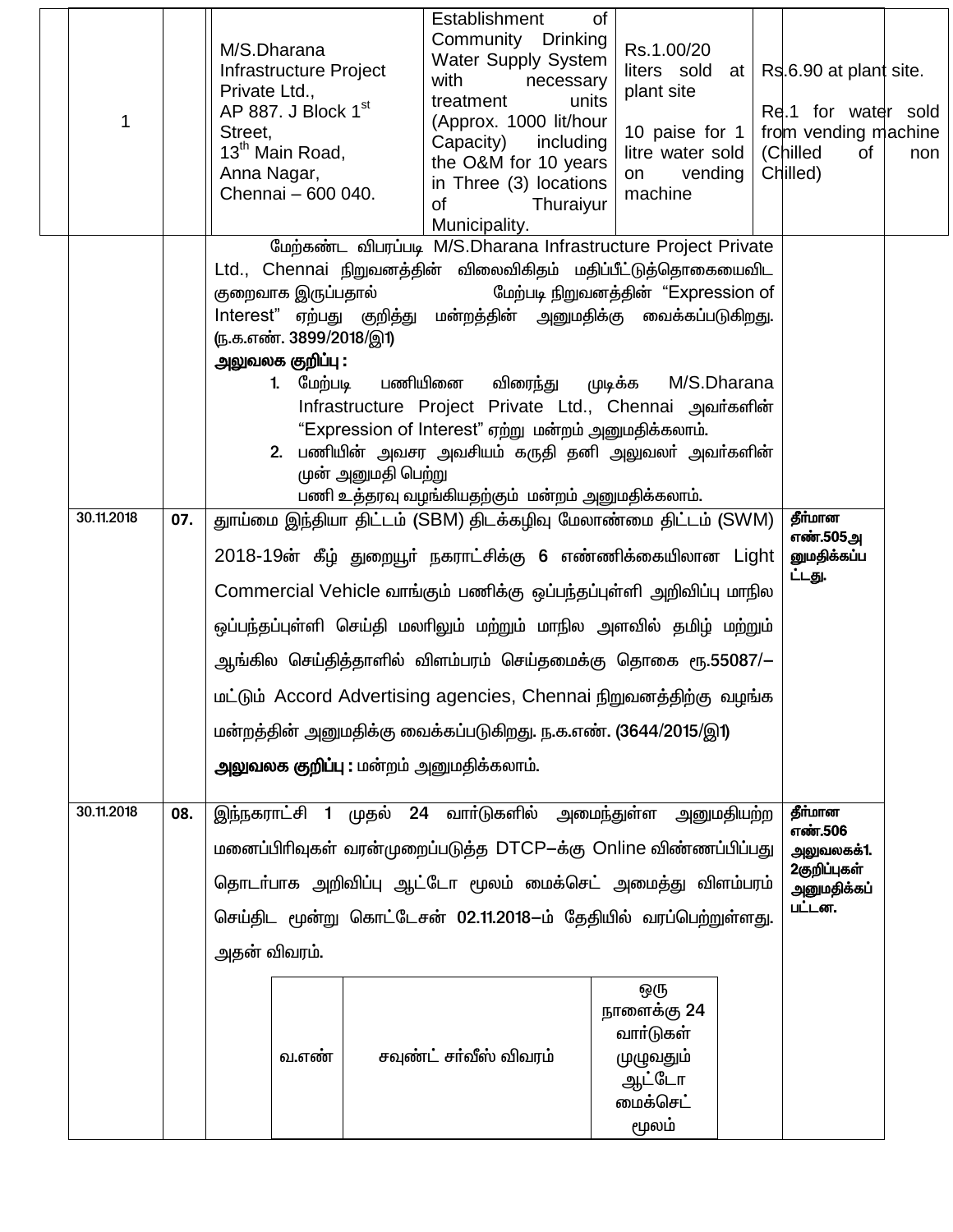| | 1 | | M/S.Dharana Infrastructure Project Private Ltd., AP 887. J Block 1st Street, 13th Main Road, Anna Nagar, Chennai – 600 040. | Establishment of Community Drinking Water Supply System with necessary treatment units (Approx. 1000 lit/hour Capacity) including the O&M for 10 years in Three (3) locations of Thuraiyur Municipality. | Rs.1.00/20 liters sold at plant site<br><br>10 paise for 1 litre water sold on vending machine | Rs.6.90 at plant site.<br><br>Re.1 for water sold from vending machine (Chilled of non Chilled) |
|---|---|---|---|---|---|---|

| தேதி | எண் | பொருள் | தீர்மானம் |
|---|---|---|---|
| | | மேற்கண்ட விபரப்படி M/S.Dharana Infrastructure Project Private Ltd., Chennai நிறுவனத்தின் விலைவிகிதம் மதிப்பீட்டுத்தொகையைவிட குறைவாக இருப்பதால் மேற்படி நிறுவனத்தின் "Expression of Interest" ஏற்பது குறித்து மன்றத்தின் அனுமதிக்கு வைக்கப்படுகிறது. (ந.க.எண். 3899/2018/இ1)<br>**அலுவலக குறிப்பு :**<br>1. மேற்படி பணியினை விரைந்து முடிக்க M/S.Dharana Infrastructure Project Private Ltd., Chennai அவர்களின் "Expression of Interest" ஏற்று மன்றம் அனுமதிக்கலாம்.<br>2. பணியின் அவசர அவசியம் கருதி தனி அலுவலர் அவர்களின் முன் அனுமதி பெற்று பணி உத்தரவு வழங்கியதற்கும் மன்றம் அனுமதிக்கலாம். | |
| 30.11.2018 | 07. | தூய்மை இந்தியா திட்டம் (SBM) திடக்கழிவு மேலாண்மை திட்டம் (SWM) 2018-19ன் கீழ் துறையூர் நகராட்சிக்கு 6 எண்ணிக்கையிலான Light Commercial Vehicle வாங்கும் பணிக்கு ஒப்பந்தப்புள்ளி அறிவிப்பு மாநில ஒப்பந்தப்புள்ளி செய்தி மலரிலும் மற்றும் மாநில அளவில் தமிழ் மற்றும் ஆங்கில செய்தித்தாளில் விளம்பரம் செய்தமைக்கு தொகை ரூ.55087/– மட்டும் Accord Advertising agencies, Chennai நிறுவனத்திற்கு வழங்க மன்றத்தின் அனுமதிக்கு வைக்கப்படுகிறது. ந.க.எண். (3644/2015/இ1)<br>**அலுவலக குறிப்பு :** மன்றம் அனுமதிக்கலாம். | தீர்மான எண்.505 அனுமதிக்கப்பட்டது. |
| 30.11.2018 | 08. | இந்நகராட்சி 1 முதல் 24 வார்டுகளில் அமைந்துள்ள அனுமதியற்ற மனைப்பிரிவுகள் வரன்முறைப்படுத்த DTCP–க்கு Online விண்ணப்பிப்பது தொடர்பாக அறிவிப்பு ஆட்டோ மூலம் மைக்செட் அமைத்து விளம்பரம் செய்திட மூன்று கொட்டேசன் 02.11.2018–ம் தேதியில் வரப்பெற்றுள்ளது. அதன் விவரம். | தீர்மான எண்.506 அலுவலகக்1. 2குறிப்புகள் அனுமதிக்கப்பட்டன. |

| வ.எண் | சவுண்ட் சர்வீஸ் விவரம் | ஒரு நாளைக்கு 24 வார்டுகள் முழுவதும் ஆட்டோ மைக்செட் மூலம் |
|---|---|---|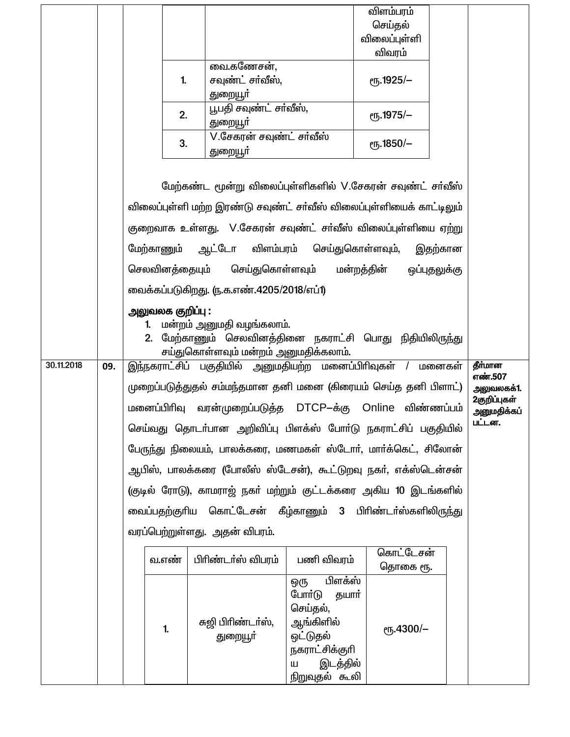| | | | விளம்பரம் செய்தல் விலைப்புள்ளி விவரம் |
|---|---|---|---|
| | 1. | வை.கணேசன், சவுண்ட் சர்வீஸ், துறையூர் | ரூ.1925/– |
| | 2. | பூபதி சவுண்ட் சர்வீஸ், துறையூர் | ரூ.1975/– |
| | 3. | V.சேகரன் சவுண்ட் சர்வீஸ் துறையூர் | ரூ.1850/– |

மேற்கண்ட மூன்று விலைப்புள்ளிகளில் V.சேகரன் சவுண்ட் சர்வீஸ் விலைப்புள்ளி மற்ற இரண்டு சவுண்ட் சர்வீஸ் விலைப்புள்ளியைக் காட்டிலும் குறைவாக உள்ளது. V.சேகரன் சவுண்ட் சர்வீஸ் விலைப்புள்ளியை ஏற்று மேற்காணும் ஆட்டோ விளம்பரம் செய்துகொள்ளவும், இதற்கான செலவினத்தையும் செய்துகொள்ளவும் மன்றத்தின் ஒப்புதலுக்கு வைக்கப்படுகிறது. (ந.க.எண்.4205/2018/எப்1)

**அலுவலக குறிப்பு :**

1. மன்றம் அனுமதி வழங்கலாம்.
2. மேற்காணும் செலவினத்தினை நகராட்சி பொது நிதியிலிருந்து சய்துகொள்ளவும் மன்றம் அனுமதிக்கலாம்.

| தேதி | எண் | பொருள் | தீர்மானம் |
|---|---|---|---|
| 30.11.2018 | **09.** | இந்நகராட்சிப் பகுதியில் அனுமதியற்ற மனைப்பிரிவுகள் / மனைகள் முறைப்படுத்துதல் சம்மந்தமான தனி மனை (கிரையம் செய்த தனி பிளாட்) மனைப்பிரிவு வரன்முறைப்படுத்த DTCP–க்கு Online விண்ணப்பம் செய்வது தொடர்பான அறிவிப்பு பிளக்ஸ் போர்டு நகராட்சிப் பகுதியில் பேருந்து நிலையம், பாலக்கரை, மணமகள் ஸ்டோர், மார்க்கெட், சிலோன் ஆபிஸ், பாலக்கரை (போலீஸ் ஸ்டேசன்), கூட்டுறவு நகர், எக்ஸ்டென்சன் (குடில் ரோடு), காமராஜ் நகர் மற்றும் குட்டக்கரை அகிய 10 இடங்களில் வைப்பதற்குரிய கொட்டேசன் கீழ்காணும் 3 பிரிண்டர்ஸ்களிலிருந்து வரப்பெற்றுள்ளது. அதன் விவரம். | **தீர்மான எண்.507 அலுவலகக்1. 2குறிப்புகள் அனுமதிக்கப் பட்டன.** |

| வ.எண் | பிரிண்டர்ஸ் விவரம் | பணி விவரம் | கொட்டேசன் தொகை ரூ. |
|---|---|---|---|
| 1. | சுஜி பிரிண்டர்ஸ், துறையூர் | ஒரு பிளக்ஸ் போர்டு தயார் செய்தல், ஆங்கிளில் ஒட்டுதல் நகராட்சிக்குரிய இடத்தில் நிறுவுதல் கூலி | ரூ.4300/– |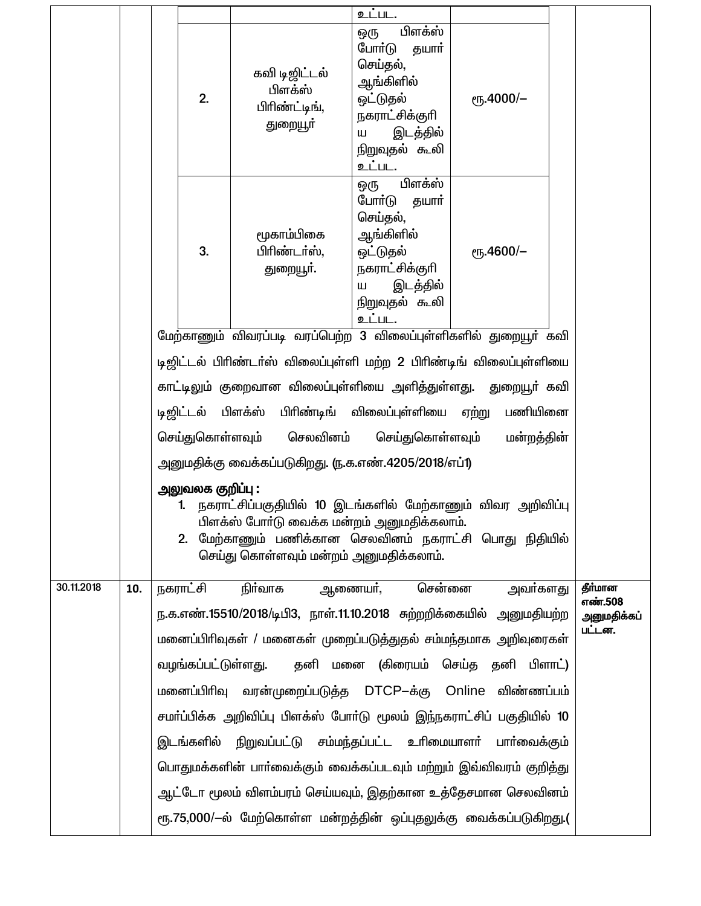| | | | |
|---|---|---|---|
| | | உட்பட. | |
| 2. | கவி டிஜிட்டல் பிளக்ஸ் பிரிண்ட்டிங், துறையூர் | ஒரு பிளக்ஸ் போர்டு தயார் செய்தல், ஆங்கிளில் ஒட்டுதல் நகராட்சிக்குரிய இடத்தில் நிறுவுதல் கூலி உட்பட. | ரூ.4000/– |
| 3. | மூகாம்பிகை பிரிண்டர்ஸ், துறையூர். | ஒரு பிளக்ஸ் போர்டு தயார் செய்தல், ஆங்கிளில் ஒட்டுதல் நகராட்சிக்குரிய இடத்தில் நிறுவுதல் கூலி உட்பட. | ரூ.4600/– |

மேற்காணும் விவரப்படி வரப்பெற்ற 3 விலைப்புள்ளிகளில் துறையூர் கவி டிஜிட்டல் பிரிண்டர்ஸ் விலைப்புள்ளி மற்ற 2 பிரிண்டிங் விலைப்புள்ளியை காட்டிலும் குறைவான விலைப்புள்ளியை அளித்துள்ளது. துறையூர் கவி டிஜிட்டல் பிளக்ஸ் பிரிண்டிங் விலைப்புள்ளியை ஏற்று பணியினை செய்துகொள்ளவும் செலவினம் செய்துகொள்ளவும் மன்றத்தின் அனுமதிக்கு வைக்கப்படுகிறது. (ந.க.எண்.4205/2018/எப்1)

**அலுவலக குறிப்பு :**

1. நகராட்சிப்பகுதியில் 10 இடங்களில் மேற்காணும் விவர அறிவிப்பு பிளக்ஸ் போர்டு வைக்க மன்றம் அனுமதிக்கலாம்.
2. மேற்காணும் பணிக்கான செலவினம் நகராட்சி பொது நிதியில் செய்து கொள்ளவும் மன்றம் அனுமதிக்கலாம்.

| | | | |
|---|---|---|---|
| 30.11.2018 | **10.** | நகராட்சி நிர்வாக ஆணையர், சென்னை அவர்களது ந.க.எண்.15510/2018/டிபி3, நாள்.11.10.2018 சுற்றறிக்கையில் அனுமதியற்ற மனைப்பிரிவுகள் / மனைகள் முறைப்படுத்துதல் சம்மந்தமாக அறிவுரைகள் வழங்கப்பட்டுள்ளது. தனி மனை (கிரையம் செய்த தனி பிளாட்) மனைப்பிரிவு வரன்முறைப்படுத்த DTCP–க்கு Online விண்ணப்பம் சமர்ப்பிக்க அறிவிப்பு பிளக்ஸ் போர்டு மூலம் இந்நகராட்சிப் பகுதியில் 10 இடங்களில் நிறுவப்பட்டு சம்மந்தப்பட்ட உரிமையாளர் பார்வைக்கும் பொதுமக்களின் பார்வைக்கும் வைக்கப்படவும் மற்றும் இவ்விவரம் குறித்து ஆட்டோ மூலம் விளம்பரம் செய்யவும், இதற்கான உத்தேசமான செலவினம் ரூ.75,000/–ல் மேற்கொள்ள மன்றத்தின் ஒப்புதலுக்கு வைக்கப்படுகிறது.( | **தீர்மான எண்.508 அனுமதிக்கப் பட்டன.** |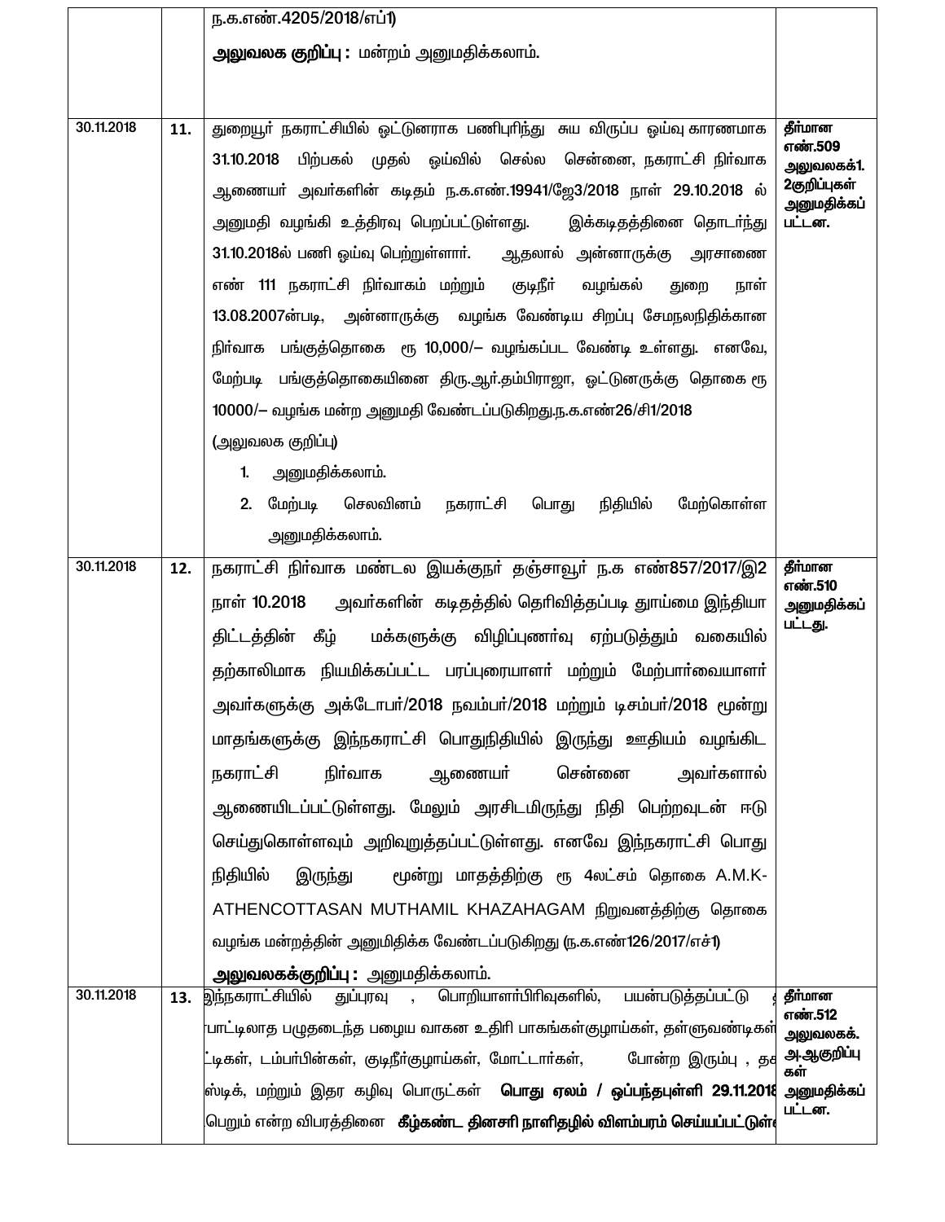| | | | |
|---|---|---|---|
| | | ந.க.எண்.4205/2018/எப்1)<br><br>**அலுவலக குறிப்பு :** மன்றம் அனுமதிக்கலாம். | |
| 30.11.2018 | **11.** | துறையூர் நகராட்சியில் ஓட்டுனராக பணிபுரிந்து சுய விருப்ப ஓய்வு காரணமாக 31.10.2018 பிற்பகல் முதல் ஓய்வில் செல்ல சென்னை, நகராட்சி நிர்வாக ஆணையர் அவர்களின் கடிதம் ந.க.எண்.19941/ஜே3/2018 நாள் 29.10.2018 ல் அனுமதி வழங்கி உத்திரவு பெறப்பட்டுள்ளது. இக்கடிதத்தினை தொடர்ந்து 31.10.2018ல் பணி ஓய்வு பெற்றுள்ளார். ஆதலால் அன்னாருக்கு அரசாணை எண் 111 நகராட்சி நிர்வாகம் மற்றும் குடிநீர் வழங்கல் துறை நாள் 13.08.2007ன்படி, அன்னாருக்கு வழங்க வேண்டிய சிறப்பு சேமநலநிதிக்கான நிர்வாக பங்குத்தொகை ரூ 10,000/– வழங்கப்பட வேண்டி உள்ளது. எனவே, மேற்படி பங்குத்தொகையினை திரு.ஆர்.தம்பிராஜா, ஓட்டுனருக்கு தொகை ரூ 10000/– வழங்க மன்ற அனுமதி வேண்டப்படுகிறது.ந.க.எண்26/சி1/2018<br>(அலுவலக குறிப்பு)<br>1. அனுமதிக்கலாம்.<br>2. மேற்படி செலவினம் நகராட்சி பொது நிதியில் மேற்கொள்ள அனுமதிக்கலாம். | **தீர்மான எண்.509 அலுவலகக்1. 2குறிப்புகள் அனுமதிக்கப் பட்டன.** |
| 30.11.2018 | **12.** | நகராட்சி நிர்வாக மண்டல இயக்குநர் தஞ்சாவூர் ந.க எண்857/2017/இ2 நாள் 10.2018 அவர்களின் கடிதத்தில் தெரிவித்தப்படி தூய்மை இந்தியா திட்டத்தின் கீழ் மக்களுக்கு விழிப்புணர்வு ஏற்படுத்தும் வகையில் தற்காலிமாக நியமிக்கப்பட்ட பரப்புரையாளர் மற்றும் மேற்பார்வையாளர் அவர்களுக்கு அக்டோபர்/2018 நவம்பர்/2018 மற்றும் டிசம்பர்/2018 மூன்று மாதங்களுக்கு இந்நகராட்சி பொதுநிதியில் இருந்து ஊதியம் வழங்கிட நகராட்சி நிர்வாக ஆணையர் சென்னை அவர்களால் ஆணையிடப்பட்டுள்ளது. மேலும் அரசிடமிருந்து நிதி பெற்றவுடன் ஈடு செய்துகொள்ளவும் அறிவுறுத்தப்பட்டுள்ளது. எனவே இந்நகராட்சி பொது நிதியில் இருந்து மூன்று மாதத்திற்கு ரூ 4லட்சம் தொகை A.M.K-ATHENCOTTASAN MUTHAMIL KHAZAHAGAM நிறுவனத்திற்கு தொகை வழங்க மன்றத்தின் அனுமிதிக்க வேண்டப்படுகிறது (ந.க.எண்126/2017/எச்1)<br>**அலுவலகக்குறிப்பு :** அனுமதிக்கலாம். | **தீர்மான எண்.510 அனுமதிக்கப் பட்டது.** |
| 30.11.2018 | **13.** | இந்நகராட்சியில் துப்புரவு , பொறியாளர்பிரிவுகளில், பயன்படுத்தப்பட்டு பாட்டிலாத பழுதடைந்த பழைய வாகன உதிரி பாகங்கள்குழாய்கள், தள்ளுவண்டிகள் ட்டிகள், டம்பர்பின்கள், குடிநீர்குழாய்கள், மோட்டார்கள், போன்ற இரும்பு , ஸ்டிக், மற்றும் இதர கழிவு பொருட்கள் **பொது ஏலம் / ஒப்பந்தபுள்ளி 29.11.2018** பெறும் என்ற விபரத்தினை **கீழ்கண்ட தினசரி நாளிதழில் விளம்பரம் செய்யப்பட்டுள்** | **தீர்மான எண்.512 அலுவலகக். அ.ஆகுறிப்பு கள் அனுமதிக்கப் பட்டன.** |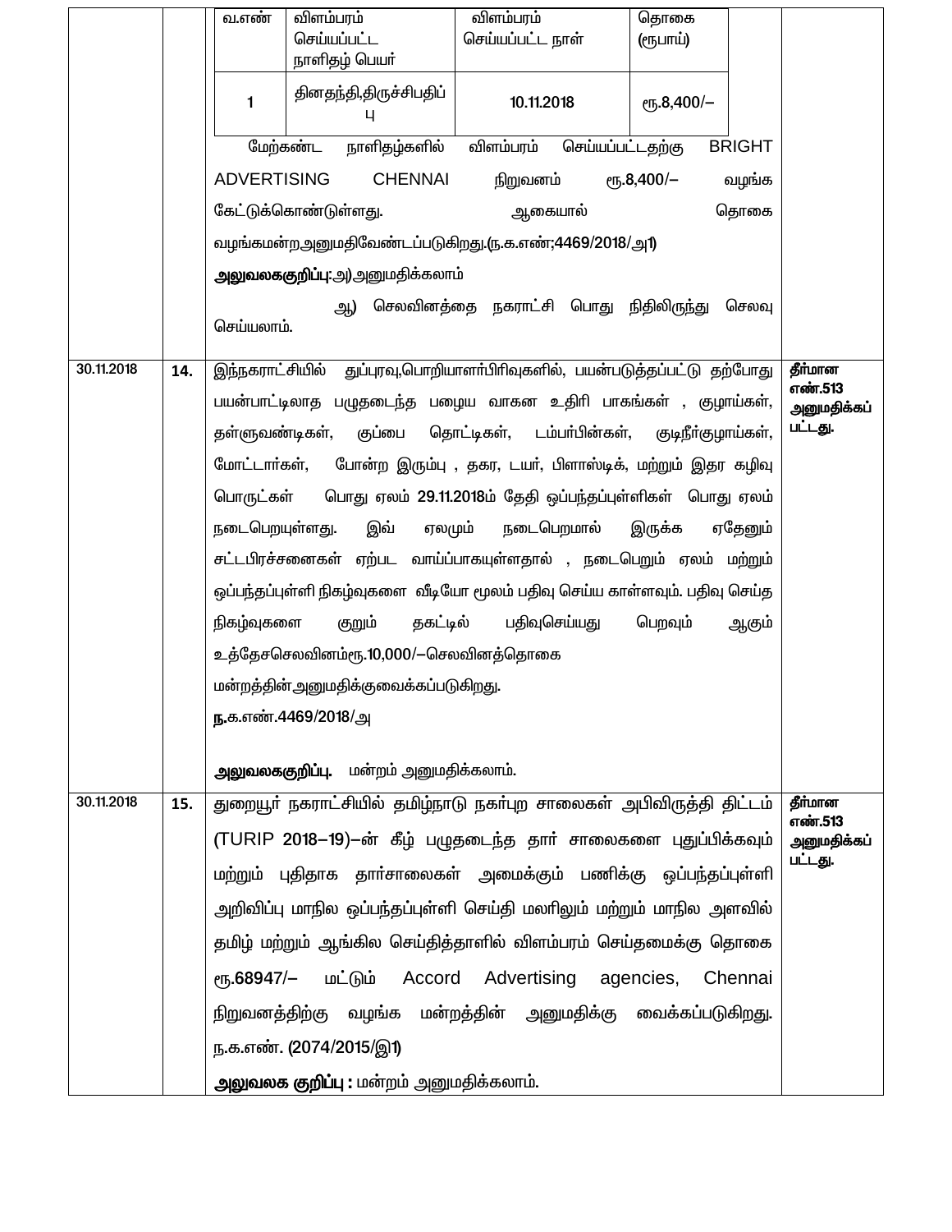| | | | |
|---|---|---|---|
| | | | |

| வ.எண் | விளம்பரம் செய்யப்பட்ட நாளிதழ் பெயர் | விளம்பரம் செய்யப்பட்ட நாள் | தொகை (ரூபாய்) |
|---|---|---|---|
| 1 | தினதந்தி,திருச்சிபதிப்பு | 10.11.2018 | ரூ.8,400/– |

மேற்கண்ட நாளிதழ்களில் விளம்பரம் செய்யப்பட்டதற்கு BRIGHT ADVERTISING CHENNAI நிறுவனம் ரூ.8,400/– வழங்க கேட்டுக்கொண்டுள்ளது. ஆகையால் தொகை வழங்கமன்றஅனுமதிவேண்டப்படுகிறது.(ந.க.எண்;4469/2018/அ1)

**அலுவலககுறிப்பு**:அ)அனுமதிக்கலாம்

ஆ) செலவினத்தை நகராட்சி பொது நிதிலிருந்து செலவு செய்யலாம்.

| தேதி | எண் | பொருள் | தீர்மானம் |
|---|---|---|---|
| 30.11.2018 | **14.** | இந்நகராட்சியில் துப்புரவு,பொறியாளர்பிரிவுகளில், பயன்படுத்தப்பட்டு தற்போது பயன்பாட்டிலாத பழுதடைந்த பழைய வாகன உதிரி பாகங்கள் , குழாய்கள், தள்ளுவண்டிகள், குப்பை தொட்டிகள், டம்பர்பின்கள், குடிநீர்குழாய்கள், மோட்டார்கள், போன்ற இரும்பு , தகர, டயர், பிளாஸ்டிக், மற்றும் இதர கழிவு பொருட்கள் பொது ஏலம் 29.11.2018ம் தேதி ஒப்பந்தப்புள்ளிகள் பொது ஏலம் நடைபெறயுள்ளது. இவ் ஏலமும் நடைபெறமால் இருக்க ஏதேனும் சட்டபிரச்சனைகள் ஏற்பட வாய்ப்பாகயுள்ளதால் , நடைபெறும் ஏலம் மற்றும் ஒப்பந்தப்புள்ளி நிகழ்வுகளை வீடியோ மூலம் பதிவு செய்ய காள்ளவும். பதிவு செய்த நிகழ்வுகளை குறும் தகட்டில் பதிவுசெய்யது பெறவும் ஆகும் உத்தேசசெலவினம்ரூ.10,000/–செலவினத்தொகை மன்றத்தின்அனுமதிக்குவைக்கப்படுகிறது.<br>**ந.**க.எண்.4469/2018/அ<br><br>**அலுவலககுறிப்பு.** மன்றம் அனுமதிக்கலாம். | **தீர்மான எண்.513 அனுமதிக்கப் பட்டது.** |
| 30.11.2018 | **15.** | துறையூர் நகராட்சியில் தமிழ்நாடு நகர்புற சாலைகள் அபிவிருத்தி திட்டம் (TURIP 2018–19)–ன் கீழ் பழுதடைந்த தார் சாலைகளை புதுப்பிக்கவும் மற்றும் புதிதாக தார்சாலைகள் அமைக்கும் பணிக்கு ஒப்பந்தப்புள்ளி அறிவிப்பு மாநில ஒப்பந்தப்புள்ளி செய்தி மலரிலும் மற்றும் மாநில அளவில் தமிழ் மற்றும் ஆங்கில செய்தித்தாளில் விளம்பரம் செய்தமைக்கு தொகை ரூ.68947/– மட்டும் Accord Advertising agencies, Chennai நிறுவனத்திற்கு வழங்க மன்றத்தின் அனுமதிக்கு வைக்கப்படுகிறது. ந.க.எண். (2074/2015/இ1)<br><br>**அலுவலக குறிப்பு :** மன்றம் அனுமதிக்கலாம். | **தீர்மான எண்.513 அனுமதிக்கப் பட்டது.** |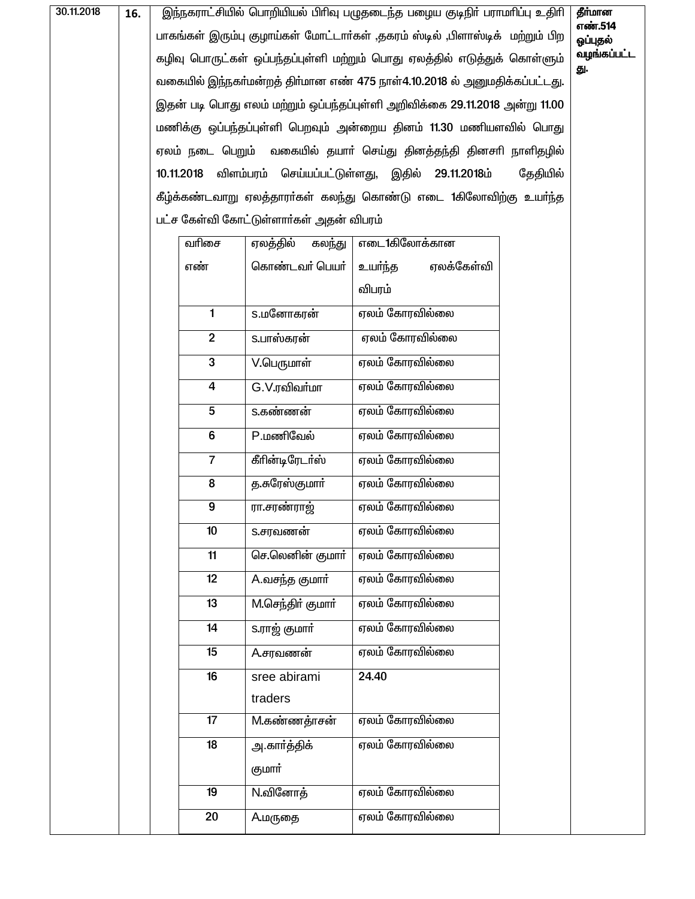| 30.11.2018 | 16. | இந்நகராட்சியில் பொறியியல் பிரிவு பழுதடைந்த பழைய குடிநீர் பராமரிப்பு உதிரி பாகங்கள் இரும்பு குழாய்கள் மோட்டார்கள் ,தகரம் ஸ்டீல் ,பிளாஸ்டிக் மற்றும் பிற கழிவு பொருட்கள் ஒப்பந்தப்புள்ளி மற்றும் பொது ஏலத்தில் எடுத்துக் கொள்ளும் வகையில் இந்நகர்மன்றத் திர்மான எண் 475 நாள்4.10.2018 ல் அனுமதிக்கப்பட்டது. இதன் படி பொது எலம் மற்றும் ஒப்பந்தப்புள்ளி அறிவிக்கை 29.11.2018 அன்று 11.00 மணிக்கு ஒப்பந்தப்புள்ளி பெறவும் அன்றைய தினம் 11.30 மணியளவில் பொது ஏலம் நடை பெறும் வகையில் தயார் செய்து தினத்தந்தி தினசரி நாளிதழில் 10.11.2018 விளம்பரம் செய்யப்பட்டுள்ளது, இதில் 29.11.2018ம் தேதியில் கீழ்க்கண்டவாறு ஏலத்தாரர்கள் கலந்து கொண்டு எடை 1கிலோவிற்கு உயர்ந்த பட்ச கேள்வி கோட்டுள்ளார்கள் அதன் விபரம் | தீர்மான எண்.514 ஒப்புதல் வழங்கப்பட்டது. |
|---|---|---|---|

| வரிசை எண் | ஏலத்தில் கலந்து கொண்டவர் பெயர் | எடை1கிலோக்கான உயர்ந்த ஏலக்கேள்வி விபரம் |
|---|---|---|
| 1 | S.மனோகரன் | ஏலம் கோரவில்லை |
| 2 | S.பாஸ்கரன் | ஏலம் கோரவில்லை |
| 3 | V.பெருமாள் | ஏலம் கோரவில்லை |
| 4 | G.V.ரவிவர்மா | ஏலம் கோரவில்லை |
| 5 | S.கண்ணன் | ஏலம் கோரவில்லை |
| 6 | P.மணிவேல் | ஏலம் கோரவில்லை |
| 7 | கீரின்டிரேடர்ஸ் | ஏலம் கோரவில்லை |
| 8 | த.சுரேஸ்குமார் | ஏலம் கோரவில்லை |
| 9 | ரா.சரண்ராஜ் | ஏலம் கோரவில்லை |
| 10 | S.சரவணன் | ஏலம் கோரவில்லை |
| 11 | செ.லெனின் குமார் | ஏலம் கோரவில்லை |
| 12 | A.வசந்த குமார் | ஏலம் கோரவில்லை |
| 13 | M.செந்திர் குமார் | ஏலம் கோரவில்லை |
| 14 | S.ராஜ் குமார் | ஏலம் கோரவில்லை |
| 15 | A.சரவணன் | ஏலம் கோரவில்லை |
| 16 | sree abirami traders | 24.40 |
| 17 | M.கண்ணத்தாசன் | ஏலம் கோரவில்லை |
| 18 | அ.கார்த்திக் குமார் | ஏலம் கோரவில்லை |
| 19 | N.வினோத் | ஏலம் கோரவில்லை |
| 20 | A.மருதை | ஏலம் கோரவில்லை |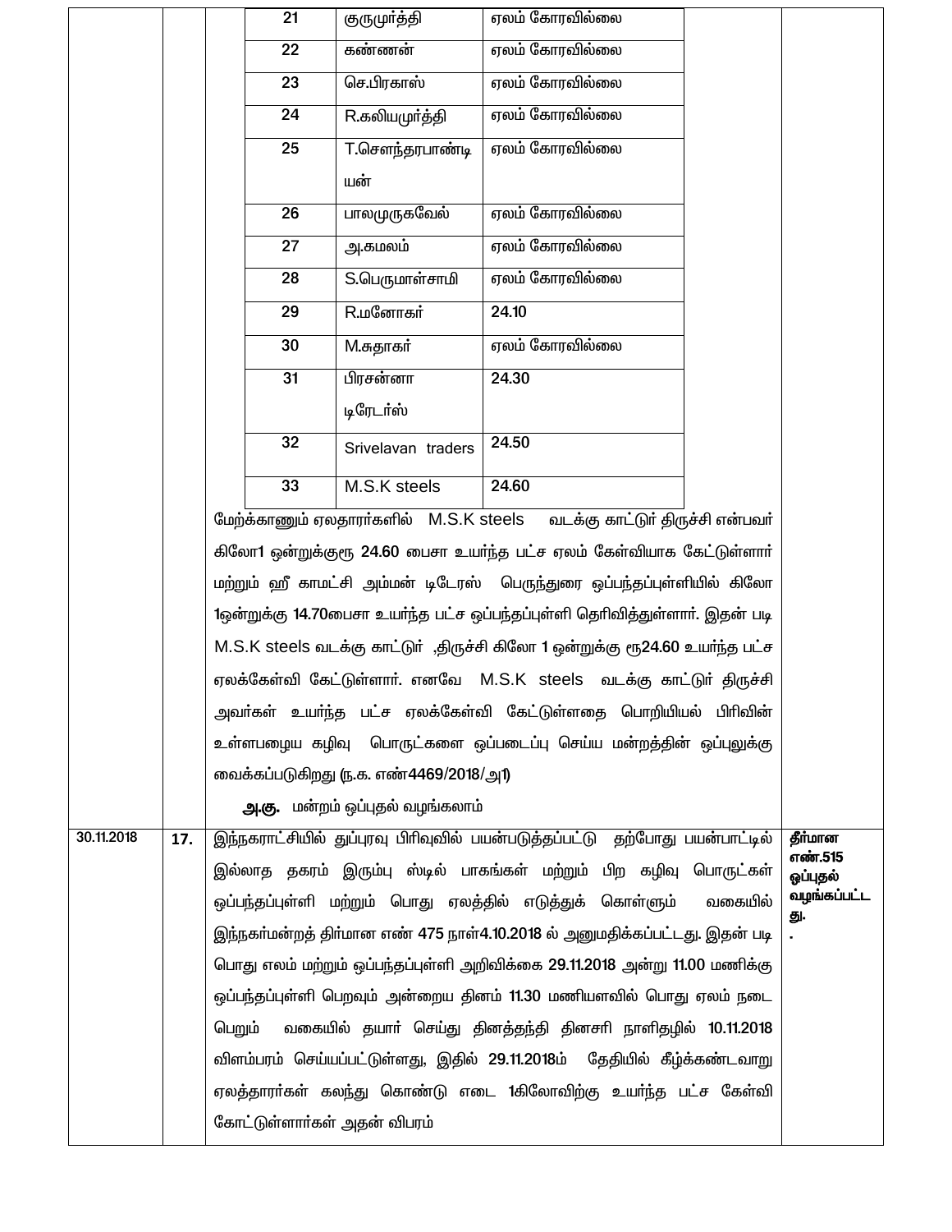| | | | | |
|---|---|---|---|---|
| | | 21 | குருமூர்த்தி | ஏலம் கோரவில்லை |
| | | 22 | கண்ணன் | ஏலம் கோரவில்லை |
| | | 23 | செ.பிரகாஸ் | ஏலம் கோரவில்லை |
| | | 24 | R.கலியமுர்த்தி | ஏலம் கோரவில்லை |
| | | 25 | T.சௌந்தரபாண்டியன் | ஏலம் கோரவில்லை |
| | | 26 | பாலமுருகவேல் | ஏலம் கோரவில்லை |
| | | 27 | அ.கமலம் | ஏலம் கோரவில்லை |
| | | 28 | S.பெருமாள்சாமி | ஏலம் கோரவில்லை |
| | | 29 | R.மனோகர் | 24.10 |
| | | 30 | M.சுதாகர் | ஏலம் கோரவில்லை |
| | | 31 | பிரசன்னா டிரேடார்ஸ் | 24.30 |
| | | 32 | Srivelavan traders | 24.50 |
| | | 33 | M.S.K steels | 24.60 |

மேற்க்காணும் ஏலதாரர்களில் M.S.K steels வடக்கு காட்டுர் திருச்சி என்பவர் கிலோ1 ஒன்றுக்குரூ 24.60 பைசா உயர்ந்த பட்ச ஏலம் கேள்வியாக கேட்டுள்ளார் மற்றும் ஹீ காமட்சி அம்மன் டிடேரஸ் பெருந்துரை ஒப்பந்தப்புள்ளியில் கிலோ 1ஒன்றுக்கு 14.70பைசா உயர்ந்த பட்ச ஒப்பந்தப்புள்ளி தெரிவித்துள்ளார். இதன் படி M.S.K steels வடக்கு காட்டுர் ,திருச்சி கிலோ 1 ஒன்றுக்கு ரூ24.60 உயர்ந்த பட்ச ஏலக்கேள்வி கேட்டுள்ளார். எனவே M.S.K steels வடக்கு காட்டுர் திருச்சி அவர்கள் உயர்ந்த பட்ச ஏலக்கேள்வி கேட்டுள்ளதை பொறியியல் பிரிவின் உள்ளபழைய கழிவு பொருட்களை ஒப்படைப்பு செய்ய மன்றத்தின் ஒப்புலுக்கு வைக்கப்படுகிறது (ந.க. எண்4469/2018/அ1)

**அ.கு.** மன்றம் ஒப்புதல் வழங்கலாம்

| | | | |
|---|---|---|---|
| 30.11.2018 | **17.** | இந்நகராட்சியில் துப்புரவு பிரிவுவில் பயன்படுத்தப்பட்டு தற்போது பயன்பாட்டில் இல்லாத தகரம் இரும்பு ஸ்டில் பாகங்கள் மற்றும் பிற கழிவு பொருட்கள் ஒப்பந்தப்புள்ளி மற்றும் பொது ஏலத்தில் எடுத்துக் கொள்ளும் வகையில் இந்நகர்மன்றத் திர்மான எண் 475 நாள்4.10.2018 ல் அனுமதிக்கப்பட்டது. இதன் படி பொது எலம் மற்றும் ஒப்பந்தப்புள்ளி அறிவிக்கை 29.11.2018 அன்று 11.00 மணிக்கு ஒப்பந்தப்புள்ளி பெறவும் அன்றைய தினம் 11.30 மணியளவில் பொது ஏலம் நடை பெறும் வகையில் தயார் செய்து தினத்தந்தி தினசரி நாளிதழில் 10.11.2018 விளம்பரம் செய்யப்பட்டுள்ளது, இதில் 29.11.2018ம் தேதியில் கீழ்க்கண்டவாறு ஏலத்தார்கள் கலந்து கொண்டு எடை 1கிலோவிற்கு உயர்ந்த பட்ச கேள்வி கோட்டுள்ளார்கள் அதன் விபரம் | **தீர்மான எண்.515 ஒப்புதல் வழங்கப்பட்டது.** . |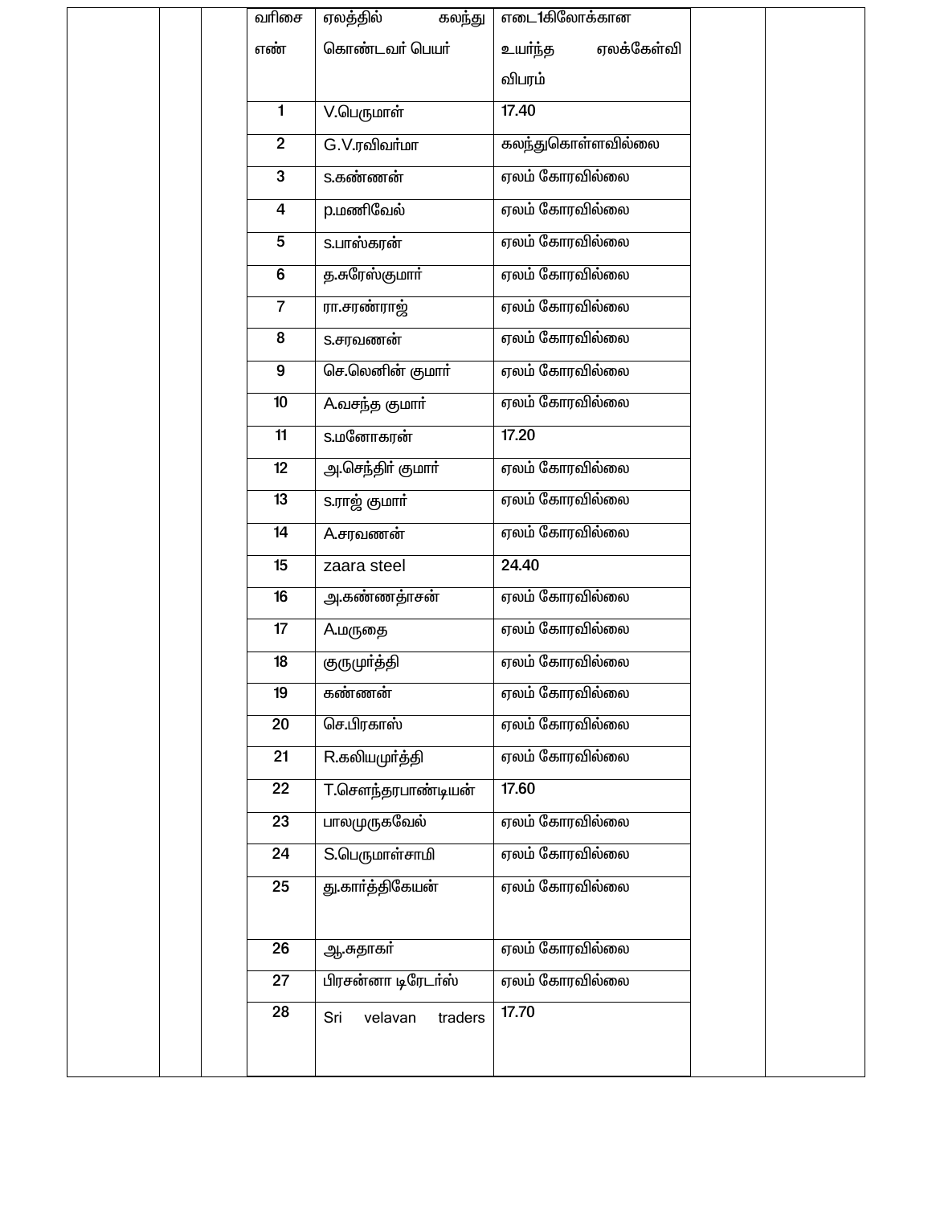| வரிசை எண் | ஏலத்தில் கலந்து கொண்டவர் பெயர் | எடை1கிலோக்கான உயர்ந்த ஏலக்கேள்வி விபரம் |
|---|---|---|
| 1 | V.பெருமாள் | 17.40 |
| 2 | G.V.ரவிவர்மா | கலந்துகொள்ளவில்லை |
| 3 | s.கண்ணன் | ஏலம் கோரவில்லை |
| 4 | p.மணிவேல் | ஏலம் கோரவில்லை |
| 5 | s.பாஸ்கரன் | ஏலம் கோரவில்லை |
| 6 | த.சுரேஸ்குமாா் | ஏலம் கோரவில்லை |
| 7 | ரா.சரண்ராஜ் | ஏலம் கோரவில்லை |
| 8 | s.சரவணன் | ஏலம் கோரவில்லை |
| 9 | செ.லெனின் குமாா் | ஏலம் கோரவில்லை |
| 10 | A.வசந்த குமாா் | ஏலம் கோரவில்லை |
| 11 | s.மனோகரன் | 17.20 |
| 12 | அ.செந்திா் குமாா் | ஏலம் கோரவில்லை |
| 13 | s.ராஜ் குமாா் | ஏலம் கோரவில்லை |
| 14 | A.சரவணன் | ஏலம் கோரவில்லை |
| 15 | zaara steel | 24.40 |
| 16 | அ.கண்ணத்தாசன் | ஏலம் கோரவில்லை |
| 17 | A.மருதை | ஏலம் கோரவில்லை |
| 18 | குருமுா்த்தி | ஏலம் கோரவில்லை |
| 19 | கண்ணன் | ஏலம் கோரவில்லை |
| 20 | செ.பிரகாஸ் | ஏலம் கோரவில்லை |
| 21 | R.கலியமுா்த்தி | ஏலம் கோரவில்லை |
| 22 | T.சௌந்தரபாண்டியன் | 17.60 |
| 23 | பாலமுருகவேல் | ஏலம் கோரவில்லை |
| 24 | S.பெருமாள்சாமி | ஏலம் கோரவில்லை |
| 25 | து.காா்த்திகேயன் | ஏலம் கோரவில்லை |
| 26 | ஆ.சுதாகா் | ஏலம் கோரவில்லை |
| 27 | பிரசன்னா டிரேடா்ஸ் | ஏலம் கோரவில்லை |
| 28 | Sri velavan traders | 17.70 |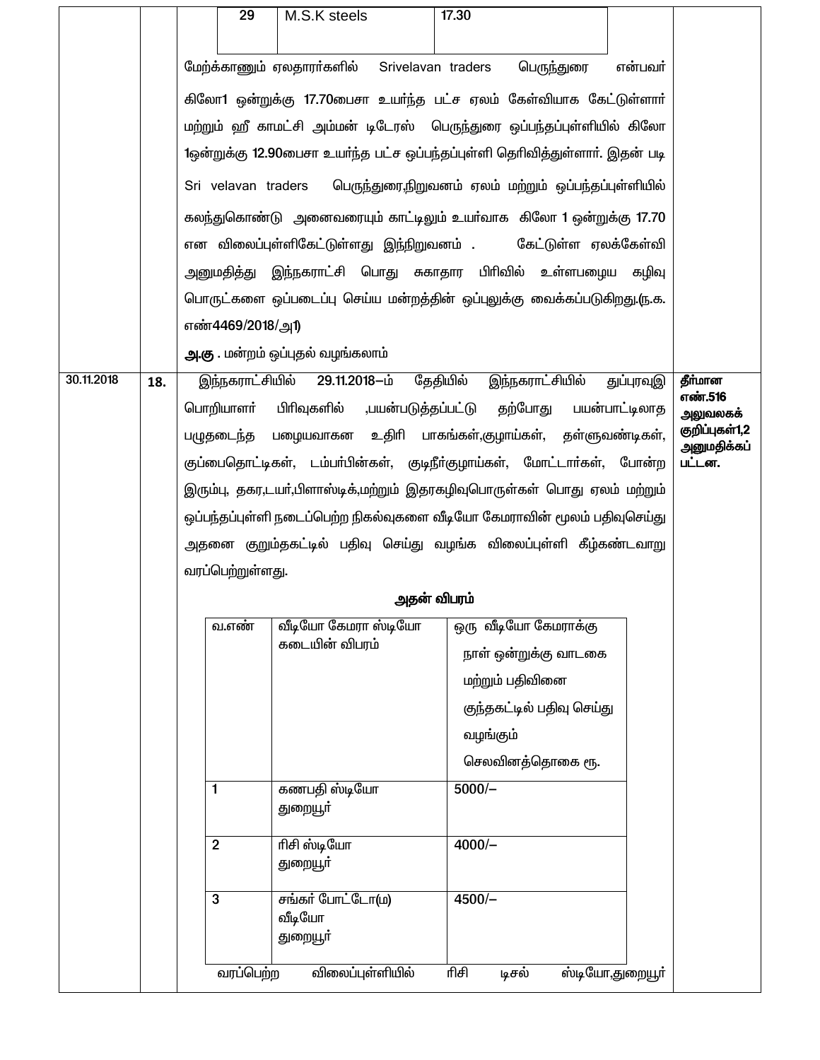| 29 | M.S.K steels | 17.30 |
|---|---|---|

மேற்க்காணும் ஏலதாரர்களில் Srivelavan traders பெருந்துரை என்பவர் கிலோ1 ஒன்றுக்கு 17.70பைசா உயர்ந்த பட்ச ஏலம் கேள்வியாக கேட்டுள்ளார் மற்றும் ஹீ காமட்சி அம்மன் டிடேரஸ் பெருந்துரை ஒப்பந்தப்புள்ளியில் கிலோ 1ஒன்றுக்கு 12.90பைசா உயர்ந்த பட்ச ஒப்பந்தப்புள்ளி தெரிவித்துள்ளார். இதன் படி Sri velavan traders பெருந்துரை,நிறுவனம் ஏலம் மற்றும் ஒப்பந்தப்புள்ளியில் கலந்துகொண்டு அனைவரையும் காட்டிலும் உயர்வாக கிலோ 1 ஒன்றுக்கு 17.70 என விலைப்புள்ளிகேட்டுள்ளது இந்நிறுவனம் . கேட்டுள்ள ஏலக்கேள்வி அனுமதித்து இந்நகராட்சி பொது சுகாதார பிரிவில் உள்ளபழைய கழிவு பொருட்களை ஒப்படைப்பு செய்ய மன்றத்தின் ஒப்புலுக்கு வைக்கப்படுகிறது.(ந.க. எண்4469/2018/அ1)

**அ.கு .** மன்றம் ஒப்புதல் வழங்கலாம்

---

**30.11.2018** | **18.**

இந்நகராட்சியில் 29.11.2018–ம் தேதியில் இந்நகராட்சியில் துப்புரவுஇ பொறியாளர் பிரிவுகளில் ,பயன்படுத்தப்பட்டு தற்போது பயன்பாட்டிலாத பழுதடைந்த பழையவாகன உதிரி பாகங்கள்,குழாய்கள், தள்ளுவண்டிகள், குப்பைதொட்டிகள், டம்பர்பின்கள், குடிநீர்குழாய்கள், மோட்டார்கள், போன்ற இரும்பு, தகர,டயர்,பிளாஸ்டிக்,மற்றும் இதரகழிவுபொருள்கள் பொது ஏலம் மற்றும் ஒப்பந்தப்புள்ளி நடைப்பெற்ற நிகல்வுகளை வீடியோ கேமராவின் மூலம் பதிவுசெய்து அதனை குறும்தகட்டில் பதிவு செய்து வழங்க விலைப்புள்ளி கீழ்கண்டவாறு வரப்பெற்றுள்ளது.

**அதன் விபரம்**

| வ.எண் | வீடியோ கேமரா ஸ்டியோ கடையின் விபரம் | ஒரு வீடியோ கேமராக்கு நாள் ஒன்றுக்கு வாடகை மற்றும் பதிவினை குந்தகட்டில் பதிவு செய்து வழங்கும் செலவினத்தொகை ரூ. |
|---|---|---|
| 1 | கணபதி ஸ்டியோ துறையூர் | 5000/– |
| 2 | ரிசி ஸ்டியோ துறையூர் | 4000/– |
| 3 | சங்கர் போட்டோ(ம) வீடியோ துறையூர் | 4500/– |

வரப்பெற்ற விலைப்புள்ளியில் ரிசி டிசல் ஸ்டியோ,துறையூர்

**தீர்மான எண்.516 அலுவலகக் குறிப்புகள்1,2 அனுமதிக்கப் பட்டன.**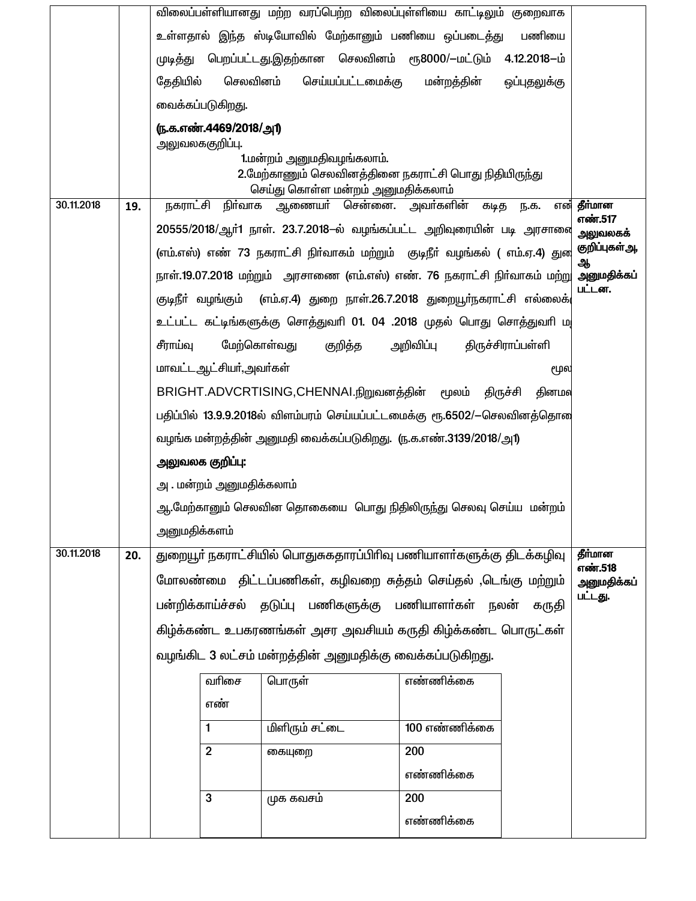| | | | |
|---|---|---|---|
| | | விலைப்பள்ளியானது மற்ற வரப்பெற்ற விலைப்புள்ளியை காட்டிலும் குறைவாக உள்ளதால் இந்த ஸ்டியோவில் மேற்கானும் பணியை ஒப்படைத்து பணியை முடித்து பெறப்பட்டது.இதற்கான செலவினம் ரூ8000/—மட்டும் 4.12.2018—ம் தேதியில் செலவினம் செய்யப்பட்டமைக்கு மன்றத்தின் ஒப்புதலுக்கு வைக்கப்படுகிறது.<br>**(ந.க.எண்.4469/2018/அ1)**<br>அலுவலககுறிப்பு.<br>1.மன்றம் அனுமதிவழங்கலாம்.<br>2.மேற்காணும் செலவினத்தினை நகராட்சி பொது நிதியிருந்து செய்து கொள்ள மன்றம் அனுமதிக்கலாம் | |
| 30.11.2018 | **19.** | நகராட்சி நிர்வாக ஆணையர் சென்னை. அவர்களின் கடித ந.க. எண் 20555/2018/ஆர்1 நாள். 23.7.2018—ல் வழங்கப்பட்ட அறிவுரையின் படி அரசாணை (எம்.எஸ்) எண் 73 நகராட்சி நிர்வாகம் மற்றும் குடிநீர் வழங்கல் ( எம்.ஏ.4) துறை நாள்.19.07.2018 மற்றும் அரசாணை (எம்.எஸ்) எண். 76 நகராட்சி நிர்வாகம் மற்றும் குடிநீர் வழங்கும் (எம்.ஏ.4) துறை நாள்.26.7.2018 துறையூர்நகராட்சி எல்லைக்கு உட்பட்ட கட்டிங்களுக்கு சொத்துவரி 01. 04 .2018 முதல் பொது சொத்துவரி மறு சீராய்வு மேற்கொள்வது குறித்த அறிவிப்பு திருச்சிராப்பள்ளி மாவட்டஆட்சியர்,அவர்கள் மூலம் BRIGHT.ADVCRTISING,CHENNAI.நிறுவனத்தின் மூலம் திருச்சி தினமலர் பதிப்பில் 13.9.9.2018ல் விளம்பரம் செய்யப்பட்டமைக்கு ரூ.6502/—செலவினத்தொகை வழங்க மன்றத்தின் அனுமதி வைக்கப்படுகிறது. (ந.க.எண்.3139/2018/அ1)<br>**அலுவலக குறிப்பு:**<br>அ . மன்றம் அனுமதிக்கலாம்<br>ஆ.மேற்கானும் செலவின தொகையை பொது நிதிலிருந்து செலவு செய்ய மன்றம் அனுமதிக்களம் | **தீர்மான எண்.517 அலுவலகக் குறிப்புகள்அ, ஆ அனுமதிக்கப் பட்டன.** |
| 30.11.2018 | **20.** | துறையூர் நகராட்சியில் பொதுசுகதாரப்பிரிவு பணியாளர்களுக்கு திடக்கழிவு மோலண்மை திட்டப்பணிகள், கழிவறை சுத்தம் செய்தல் ,டெங்கு மற்றும் பன்றிக்காய்ச்சல் தடுப்பு பணிகளுக்கு பணியாளர்கள் நலன் கருதி கிழ்க்கண்ட உபகரணங்கள் அசர அவசியம் கருதி கிழ்க்கண்ட பொருட்கள் வழங்கிட 3 லட்சம் மன்றத்தின் அனுமதிக்கு வைக்கப்படுகிறது. | **தீர்மான எண்.518 அனுமதிக்கப் பட்டது.** |

| வரிசை எண் | பொருள் | எண்ணிக்கை |
|---|---|---|
| 1 | மிளிரும் சட்டை | 100 எண்ணிக்கை |
| 2 | கையுறை | 200 எண்ணிக்கை |
| 3 | முக கவசம் | 200 எண்ணிக்கை |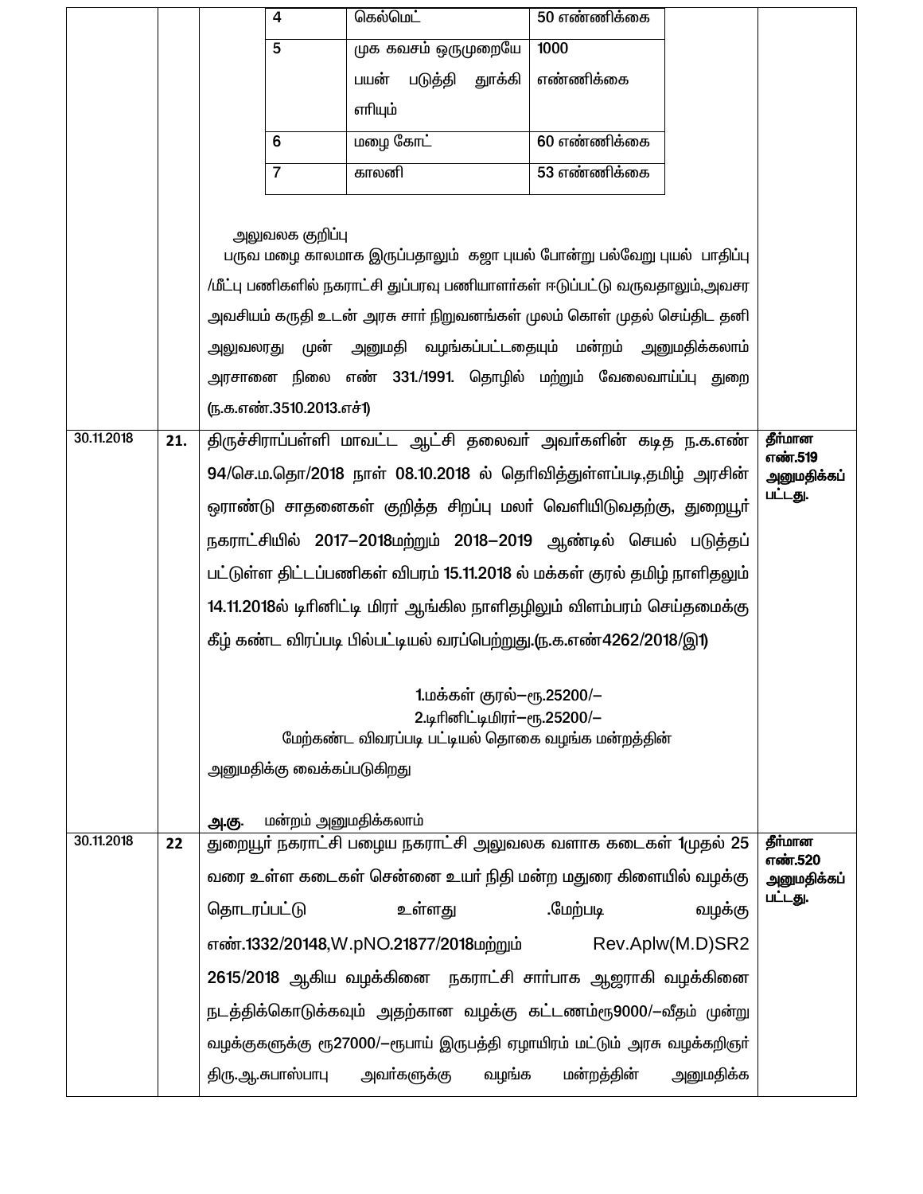| | | | |
|---|---|---|---|
| | | <table><tr><td>4</td><td>கெல்மெட்</td><td>50 எண்ணிக்கை</td></tr><tr><td>5</td><td>முக கவசம் ஒருமுறையே பயன் படுத்தி தூக்கி எரியும்</td><td>1000 எண்ணிக்கை</td></tr><tr><td>6</td><td>மழை கோட்</td><td>60 எண்ணிக்கை</td></tr><tr><td>7</td><td>காலனி</td><td>53 எண்ணிக்கை</td></tr></table><br><br>அலுவலக குறிப்பு<br>பருவ மழை காலமாக இருப்பதாலும் கஜா புயல் போன்று பல்வேறு புயல் பாதிப்பு /மீட்பு பணிகளில் நகராட்சி துப்பரவு பணியாளர்கள் ஈடுப்பட்டு வருவதாலும்,அவசர அவசியம் கருதி உடன் அரசு சார் நிறுவனங்கள் முலம் கொள் முதல் செய்திட தனி அலுவலரது முன் அனுமதி வழங்கப்பட்டதையும் மன்றம் அனுமதிக்கலாம் அரசானை நிலை எண் 331./1991. தொழில் மற்றும் வேலைவாய்ப்பு துறை (ந.க.எண்.3510.2013.எச்1) | |
| 30.11.2018 | **21.** | திருச்சிராப்பள்ளி மாவட்ட ஆட்சி தலைவர் அவர்களின் கடித ந.க.எண் 94/செ.ம.தொ/2018 நாள் 08.10.2018 ல் தெரிவித்துள்ளப்படி,தமிழ் அரசின் ஒராண்டு சாதனைகள் குறித்த சிறப்பு மலர் வெளியிடுவதற்கு, துறையூர் நகராட்சியில் 2017–2018மற்றும் 2018–2019 ஆண்டில் செயல் படுத்தப் பட்டுள்ள திட்டப்பணிகள் விபரம் 15.11.2018 ல் மக்கள் குரல் தமிழ் நாளிதலும் 14.11.2018ல் டிரினிட்டி மிரர் ஆங்கில நாளிதழிலும் விளம்பரம் செய்தமைக்கு கீழ் கண்ட விரப்படி பில்பட்டியல் வரப்பெற்றுது.(ந.க.எண்4262/2018/இ1)<br><br>1.மக்கள் குரல்–ரூ.25200/–<br>2.டிரினிட்டிமிரர்–ரூ.25200/–<br>மேற்கண்ட விவரப்படி பட்டியல் தொகை வழங்க மன்றத்தின் அனுமதிக்கு வைக்கப்படுகிறது<br><br>**அ.கு.** மன்றம் அனுமதிக்கலாம் | **தீர்மான எண்.519 அனுமதிக்கப் பட்டது.** |
| 30.11.2018 | **22** | துறையூர் நகராட்சி பழைய நகராட்சி அலுவலக வளாக கடைகள் 1முதல் 25 வரை உள்ள கடைகள் சென்னை உயர் நிதி மன்ற மதுரை கிளையில் வழக்கு தொடரப்பட்டு உள்ளது .மேற்படி வழக்கு எண்.1332/20148,W.pNO.21877/2018மற்றும் Rev.Aplw(M.D)SR2 2615/2018 ஆகிய வழக்கினை நகராட்சி சார்பாக ஆஜராகி வழக்கினை நடத்திக்கொடுக்கவும் அதற்கான வழக்கு கட்டணம்ரூ9000/–வீதம் முன்று வழக்குகளுக்கு ரூ27000/–ரூபாய் இருபத்தி ஏழாயிரம் மட்டும் அரசு வழக்கறிஞர் திரு.ஆ.சுபாஸ்பாபு அவர்களுக்கு வழங்க மன்றத்தின் அனுமதிக்க | **தீர்மான எண்.520 அனுமதிக்கப் பட்டது.** |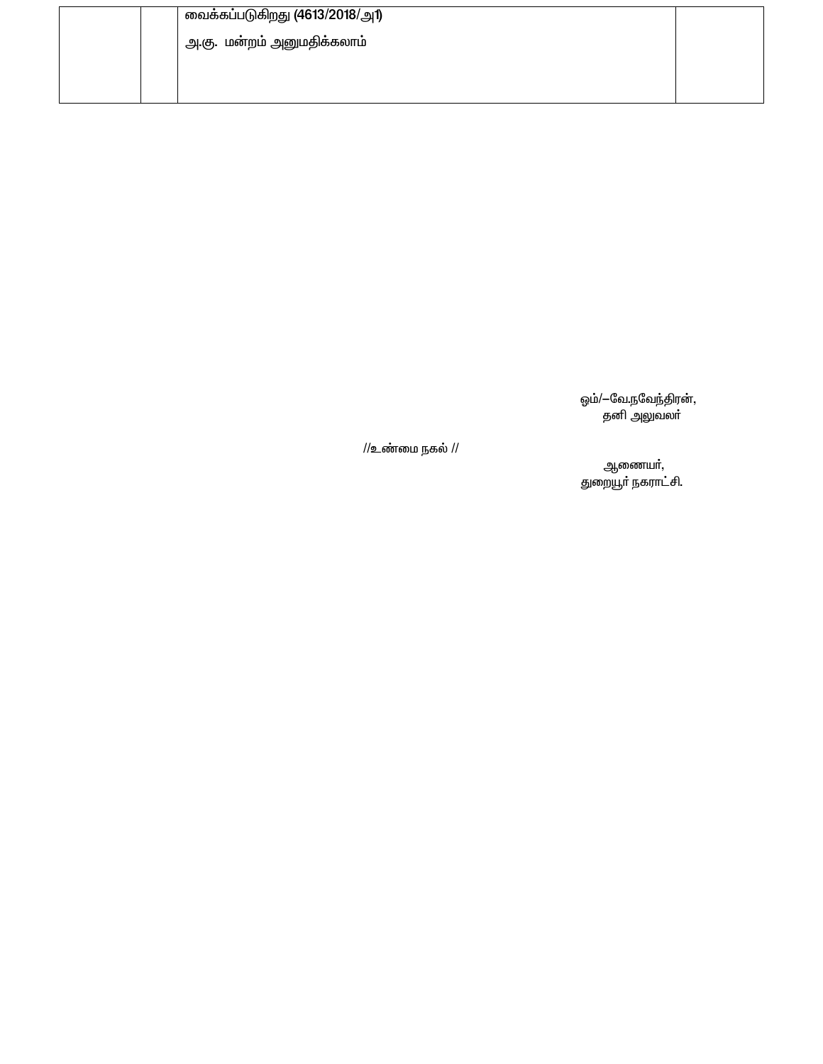| | | | |
|---|---|---|---|
| | | வைக்கப்படுகிறது (4613/2018/அ1)<br><br>அ.கு. மன்றம் அனுமதிக்கலாம் | |

ஓம்/—வே.நவேந்திரன்,
தனி அலுவலர்

//உண்மை நகல் //

ஆணையர்,
துறையூர் நகராட்சி.